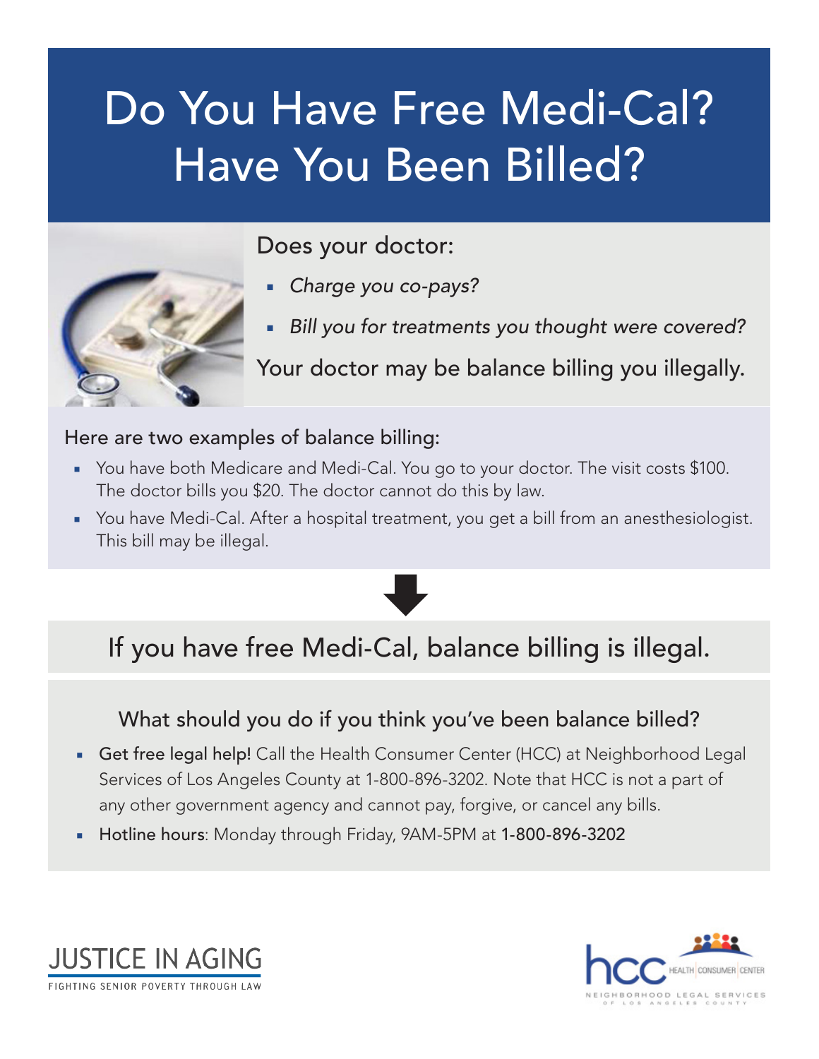# Do You Have Free Medi-Cal? Have You Been Billed?

Does your doctor:

- *Charge you co-pays?*
- *Bill you for treatments you thought were covered?*

Your doctor may be balance billing you illegally.

Here are two examples of balance billing:

- You have both Medicare and Medi-Cal. You go to your doctor. The visit costs $100. The doctor bills you $20. The doctor cannot do this by law.
- You have Medi-Cal. After a hospital treatment, you get a bill from an anesthesiologist. This bill may be illegal.

## If you have free Medi-Cal, balance billing is illegal.

### What should you do if you think you've been balance billed?

- **Get free legal help!** Call the Health Consumer Center (HCC) at Neighborhood Legal Services of Los Angeles County at 1-800-896-3202. Note that HCC is not a part of any other government agency and cannot pay, forgive, or cancel any bills.
- **Hotline hours**: Monday through Friday, 9AM-5PM at **1-800-896-3202**

JUSTICE IN AGING
FIGHTING SENIOR POVERTY THROUGH LAW

hcc HEALTH CONSUMER CENTER
NEIGHBORHOOD LEGAL SERVICES OF LOS ANGELES COUNTY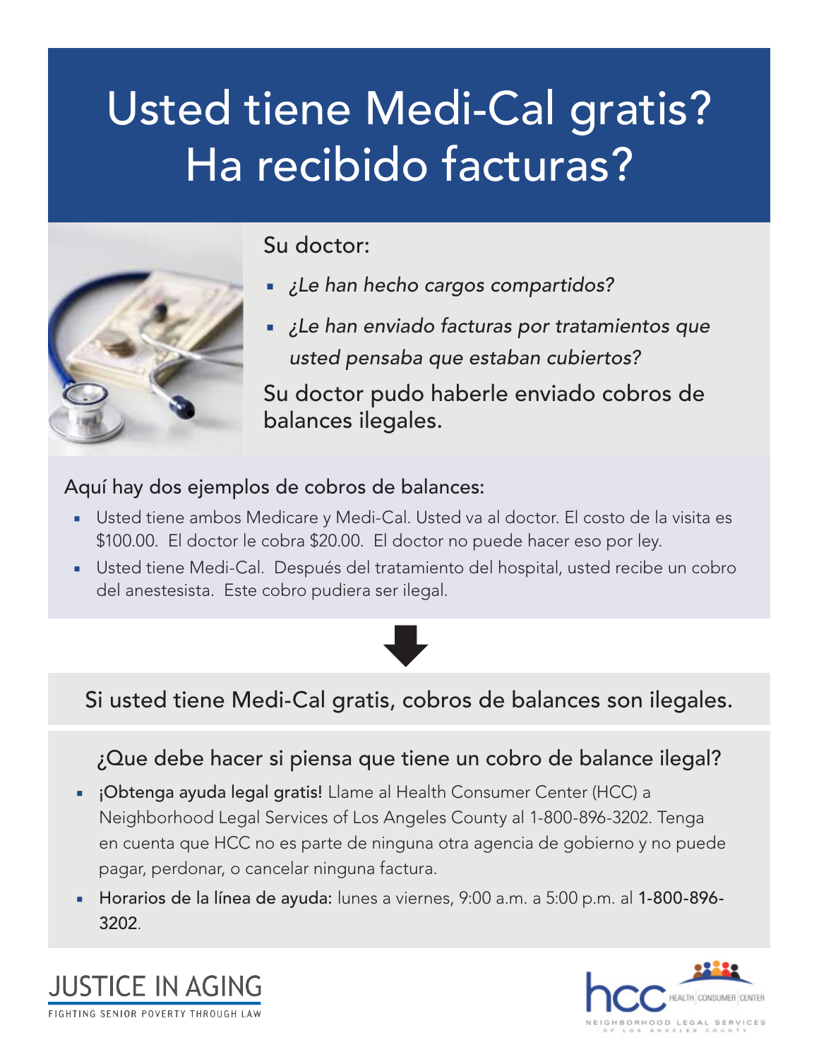# Usted tiene Medi-Cal gratis? Ha recibido facturas?

Su doctor:

- *¿Le han hecho cargos compartidos?*
- *¿Le han enviado facturas por tratamientos que usted pensaba que estaban cubiertos?*

Su doctor pudo haberle enviado cobros de balances ilegales.

Aquí hay dos ejemplos de cobros de balances:

- Usted tiene ambos Medicare y Medi-Cal. Usted va al doctor. El costo de la visita es $100.00. El doctor le cobra $20.00. El doctor no puede hacer eso por ley.
- Usted tiene Medi-Cal. Después del tratamiento del hospital, usted recibe un cobro del anestesista. Este cobro pudiera ser ilegal.

Si usted tiene Medi-Cal gratis, cobros de balances son ilegales.

¿Que debe hacer si piensa que tiene un cobro de balance ilegal?

- **¡Obtenga ayuda legal gratis!** Llame al Health Consumer Center (HCC) a Neighborhood Legal Services of Los Angeles County al 1-800-896-3202. Tenga en cuenta que HCC no es parte de ninguna otra agencia de gobierno y no puede pagar, perdonar, o cancelar ninguna factura.
- **Horarios de la línea de ayuda:** lunes a viernes, 9:00 a.m. a 5:00 p.m. al **1-800-896-3202**.

JUSTICE IN AGING
FIGHTING SENIOR POVERTY THROUGH LAW

hcc HEALTH CONSUMER CENTER
NEIGHBORHOOD LEGAL SERVICES OF LOS ANGELES COUNTY